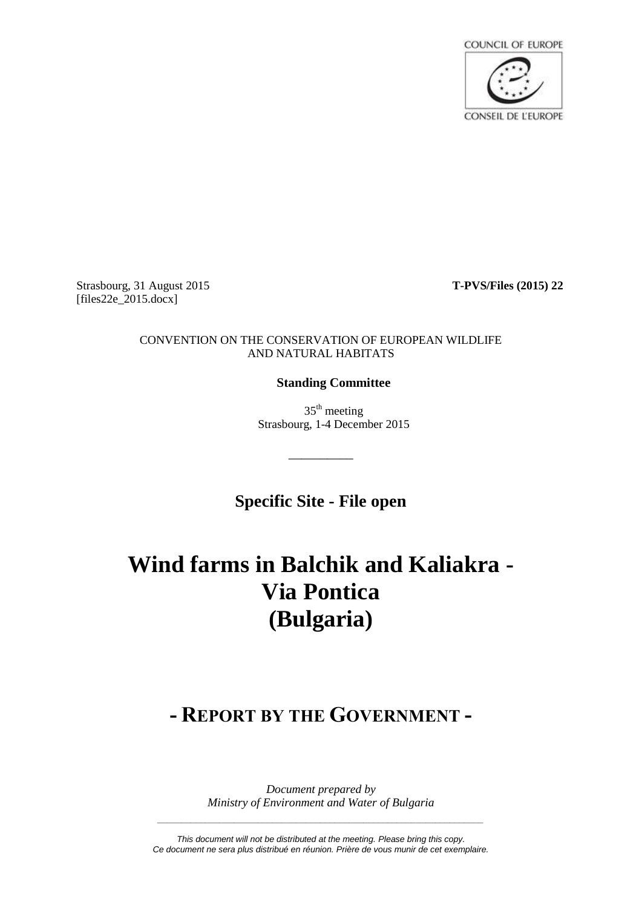COUNCIL OF EUROPE

CONSEIL DE L'EUROPE

Strasbourg, 31 August 2015 **T-PVS/Files (2015) 22**
[files22e_2015.docx]

CONVENTION ON THE CONSERVATION OF EUROPEAN WILDLIFE AND NATURAL HABITATS

**Standing Committee**

35th meeting
Strasbourg, 1-4 December 2015

__________

**Specific Site - File open**

# Wind farms in Balchik and Kaliakra - Via Pontica (Bulgaria)

## - REPORT BY THE GOVERNMENT -

*Document prepared by*
*Ministry of Environment and Water of Bulgaria*

*This document will not be distributed at the meeting. Please bring this copy.*
*Ce document ne sera plus distribué en réunion. Prière de vous munir de cet exemplaire.*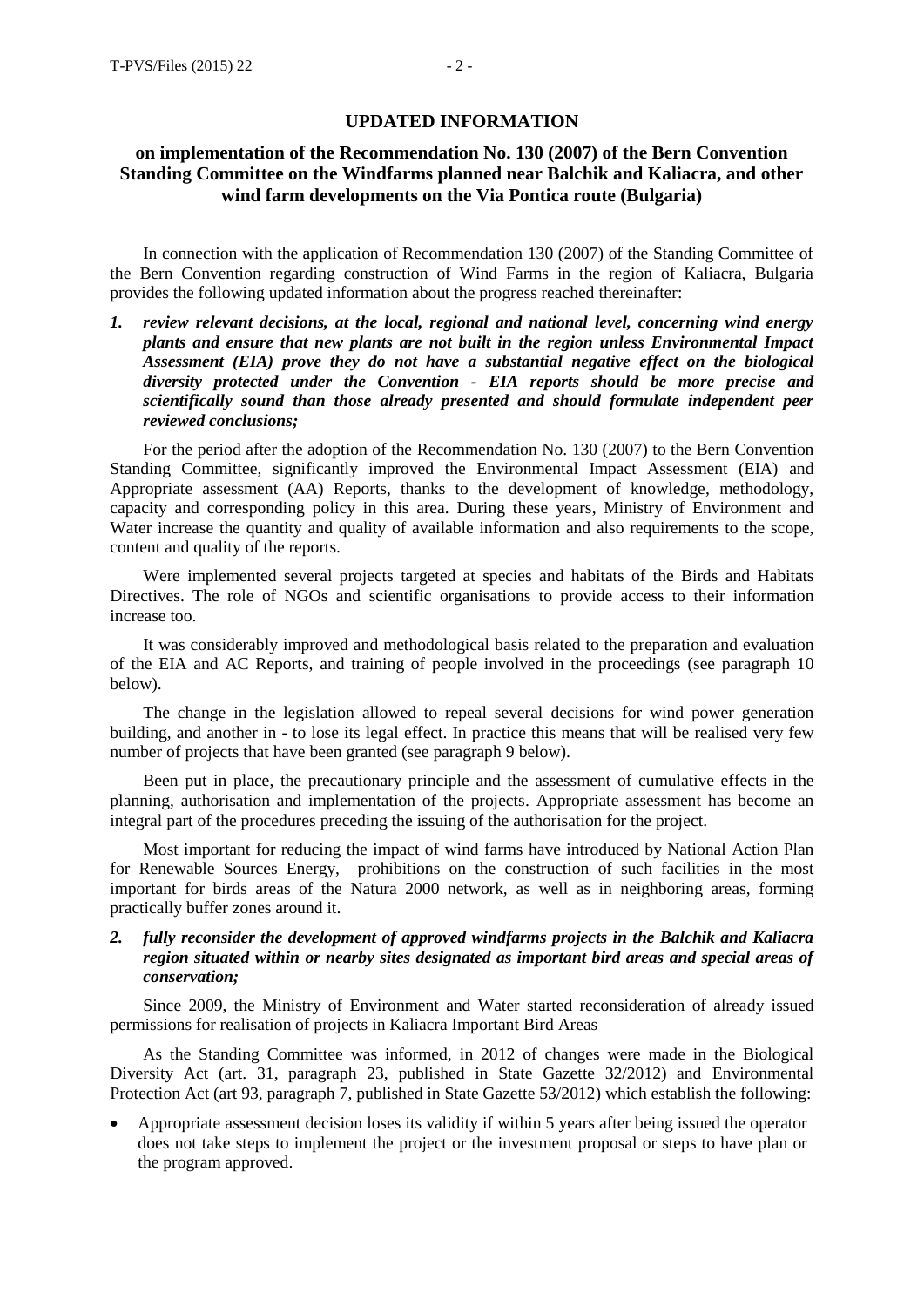## UPDATED INFORMATION

### on implementation of the Recommendation No. 130 (2007) of the Bern Convention Standing Committee on the Windfarms planned near Balchik and Kaliacra, and other wind farm developments on the Via Pontica route (Bulgaria)

In connection with the application of Recommendation 130 (2007) of the Standing Committee of the Bern Convention regarding construction of Wind Farms in the region of Kaliacra, Bulgaria provides the following updated information about the progress reached thereinafter:

1. ***review relevant decisions, at the local, regional and national level, concerning wind energy plants and ensure that new plants are not built in the region unless Environmental Impact Assessment (EIA) prove they do not have a substantial negative effect on the biological diversity protected under the Convention - EIA reports should be more precise and scientifically sound than those already presented and should formulate independent peer reviewed conclusions;***

For the period after the adoption of the Recommendation No. 130 (2007) to the Bern Convention Standing Committee, significantly improved the Environmental Impact Assessment (EIA) and Appropriate assessment (AA) Reports, thanks to the development of knowledge, methodology, capacity and corresponding policy in this area. During these years, Ministry of Environment and Water increase the quantity and quality of available information and also requirements to the scope, content and quality of the reports.

Were implemented several projects targeted at species and habitats of the Birds and Habitats Directives. The role of NGOs and scientific organisations to provide access to their information increase too.

It was considerably improved and methodological basis related to the preparation and evaluation of the EIA and AC Reports, and training of people involved in the proceedings (see paragraph 10 below).

The change in the legislation allowed to repeal several decisions for wind power generation building, and another in - to lose its legal effect. In practice this means that will be realised very few number of projects that have been granted (see paragraph 9 below).

Been put in place, the precautionary principle and the assessment of cumulative effects in the planning, authorisation and implementation of the projects. Appropriate assessment has become an integral part of the procedures preceding the issuing of the authorisation for the project.

Most important for reducing the impact of wind farms have introduced by National Action Plan for Renewable Sources Energy, prohibitions on the construction of such facilities in the most important for birds areas of the Natura 2000 network, as well as in neighboring areas, forming practically buffer zones around it.

2. ***fully reconsider the development of approved windfarms projects in the Balchik and Kaliacra region situated within or nearby sites designated as important bird areas and special areas of conservation;***

Since 2009, the Ministry of Environment and Water started reconsideration of already issued permissions for realisation of projects in Kaliacra Important Bird Areas

As the Standing Committee was informed, in 2012 of changes were made in the Biological Diversity Act (art. 31, paragraph 23, published in State Gazette 32/2012) and Environmental Protection Act (art 93, paragraph 7, published in State Gazette 53/2012) which establish the following:

- Appropriate assessment decision loses its validity if within 5 years after being issued the operator does not take steps to implement the project or the investment proposal or steps to have plan or the program approved.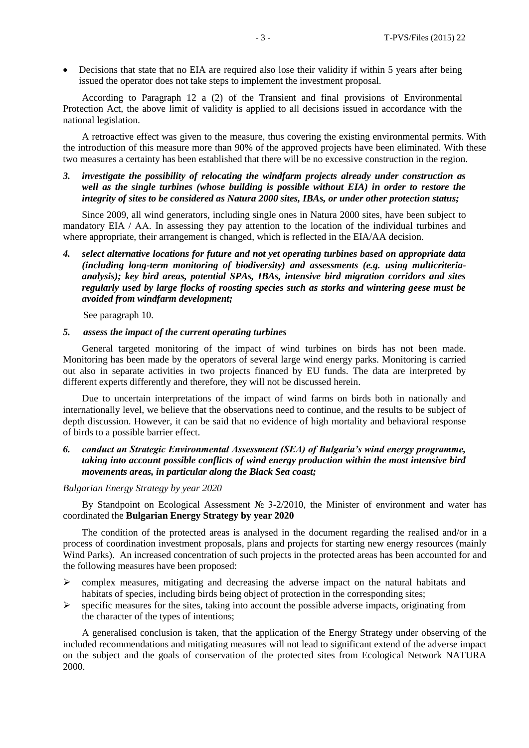- Decisions that state that no EIA are required also lose their validity if within 5 years after being issued the operator does not take steps to implement the investment proposal.

According to Paragraph 12 a (2) of the Transient and final provisions of Environmental Protection Act, the above limit of validity is applied to all decisions issued in accordance with the national legislation.

A retroactive effect was given to the measure, thus covering the existing environmental permits. With the introduction of this measure more than 90% of the approved projects have been eliminated. With these two measures a certainty has been established that there will be no excessive construction in the region.

***3. investigate the possibility of relocating the windfarm projects already under construction as well as the single turbines (whose building is possible without EIA) in order to restore the integrity of sites to be considered as Natura 2000 sites, IBAs, or under other protection status;***

Since 2009, all wind generators, including single ones in Natura 2000 sites, have been subject to mandatory EIA / AA. In assessing they pay attention to the location of the individual turbines and where appropriate, their arrangement is changed, which is reflected in the EIA/AA decision.

***4. select alternative locations for future and not yet operating turbines based on appropriate data (including long-term monitoring of biodiversity) and assessments (e.g. using multicriteria-analysis); key bird areas, potential SPAs, IBAs, intensive bird migration corridors and sites regularly used by large flocks of roosting species such as storks and wintering geese must be avoided from windfarm development;***

See paragraph 10.

***5. assess the impact of the current operating turbines***

General targeted monitoring of the impact of wind turbines on birds has not been made. Monitoring has been made by the operators of several large wind energy parks. Monitoring is carried out also in separate activities in two projects financed by EU funds. The data are interpreted by different experts differently and therefore, they will not be discussed herein.

Due to uncertain interpretations of the impact of wind farms on birds both in nationally and internationally level, we believe that the observations need to continue, and the results to be subject of depth discussion. However, it can be said that no evidence of high mortality and behavioral response of birds to a possible barrier effect.

***6. conduct an Strategic Environmental Assessment (SEA) of Bulgaria's wind energy programme, taking into account possible conflicts of wind energy production within the most intensive bird movements areas, in particular along the Black Sea coast;***

*Bulgarian Energy Strategy by year 2020*

By Standpoint on Ecological Assessment № 3-2/2010, the Minister of environment and water has coordinated the **Bulgarian Energy Strategy by year 2020**

The condition of the protected areas is analysed in the document regarding the realised and/or in a process of coordination investment proposals, plans and projects for starting new energy resources (mainly Wind Parks). An increased concentration of such projects in the protected areas has been accounted for and the following measures have been proposed:

- complex measures, mitigating and decreasing the adverse impact on the natural habitats and habitats of species, including birds being object of protection in the corresponding sites;
- specific measures for the sites, taking into account the possible adverse impacts, originating from the character of the types of intentions;

A generalised conclusion is taken, that the application of the Energy Strategy under observing of the included recommendations and mitigating measures will not lead to significant extend of the adverse impact on the subject and the goals of conservation of the protected sites from Ecological Network NATURA 2000.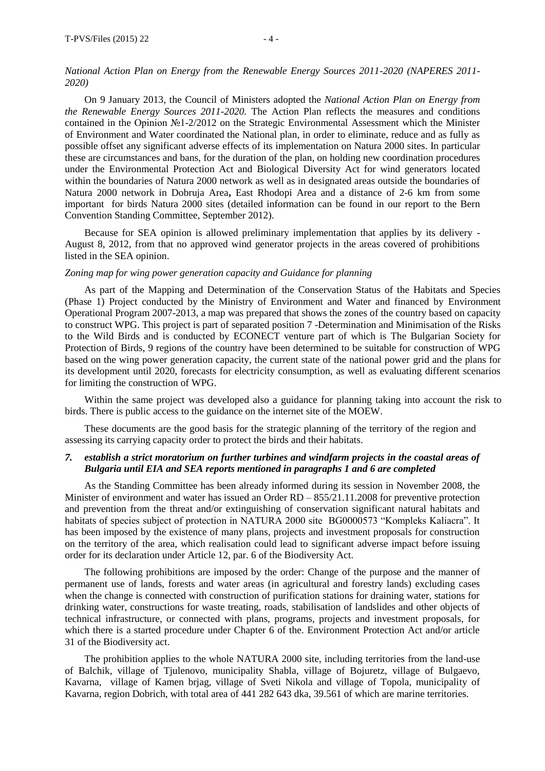*National Action Plan on Energy from the Renewable Energy Sources 2011-2020 (NAPERES 2011-2020)*

On 9 January 2013, the Council of Ministers adopted the *National Action Plan on Energy from the Renewable Energy Sources 2011-2020.* The Action Plan reflects the measures and conditions contained in the Opinion №1-2/2012 on the Strategic Environmental Assessment which the Minister of Environment and Water coordinated the National plan, in order to eliminate, reduce and as fully as possible offset any significant adverse effects of its implementation on Natura 2000 sites. In particular these are circumstances and bans, for the duration of the plan, on holding new coordination procedures under the Environmental Protection Act and Biological Diversity Act for wind generators located within the boundaries of Natura 2000 network as well as in designated areas outside the boundaries of Natura 2000 network in Dobruja Area**,** East Rhodopi Area and a distance of 2-6 km from some important for birds Natura 2000 sites (detailed information can be found in our report to the Bern Convention Standing Committee, September 2012).

Because for SEA opinion is allowed preliminary implementation that applies by its delivery - August 8, 2012, from that no approved wind generator projects in the areas covered of prohibitions listed in the SEA opinion.

*Zoning map for wing power generation capacity and Guidance for planning*

As part of the Mapping and Determination of the Conservation Status of the Habitats and Species (Phase 1) Project conducted by the Ministry of Environment and Water and financed by Environment Operational Program 2007-2013, a map was prepared that shows the zones of the country based on capacity to construct WPG. This project is part of separated position 7 -Determination and Minimisation of the Risks to the Wild Birds and is conducted by ECONECT venture part of which is The Bulgarian Society for Protection of Birds, 9 regions of the country have been determined to be suitable for construction of WPG based on the wing power generation capacity, the current state of the national power grid and the plans for its development until 2020, forecasts for electricity consumption, as well as evaluating different scenarios for limiting the construction of WPG.

Within the same project was developed also a guidance for planning taking into account the risk to birds. There is public access to the guidance on the internet site of the MOEW.

These documents are the good basis for the strategic planning of the territory of the region and assessing its carrying capacity order to protect the birds and their habitats.

***7. establish a strict moratorium on further turbines and windfarm projects in the coastal areas of Bulgaria until EIA and SEA reports mentioned in paragraphs 1 and 6 are completed***

As the Standing Committee has been already informed during its session in November 2008, the Minister of environment and water has issued an Order RD – 855/21.11.2008 for preventive protection and prevention from the threat and/or extinguishing of conservation significant natural habitats and habitats of species subject of protection in NATURA 2000 site BG0000573 "Kompleks Kaliacra". It has been imposed by the existence of many plans, projects and investment proposals for construction on the territory of the area, which realisation could lead to significant adverse impact before issuing order for its declaration under Article 12, par. 6 of the Biodiversity Act.

The following prohibitions are imposed by the order: Change of the purpose and the manner of permanent use of lands, forests and water areas (in agricultural and forestry lands) excluding cases when the change is connected with construction of purification stations for draining water, stations for drinking water, constructions for waste treating, roads, stabilisation of landslides and other objects of technical infrastructure, or connected with plans, programs, projects and investment proposals, for which there is a started procedure under Chapter 6 of the. Environment Protection Act and/or article 31 of the Biodiversity act.

The prohibition applies to the whole NATURA 2000 site, including territories from the land-use of Balchik, village of Tjulenovo, municipality Shabla, village of Bojuretz, village of Bulgaevo, Kavarna, village of Kamen brjag, village of Sveti Nikola and village of Topola, municipality of Kavarna, region Dobrich, with total area of 441 282 643 dka, 39.561 of which are marine territories.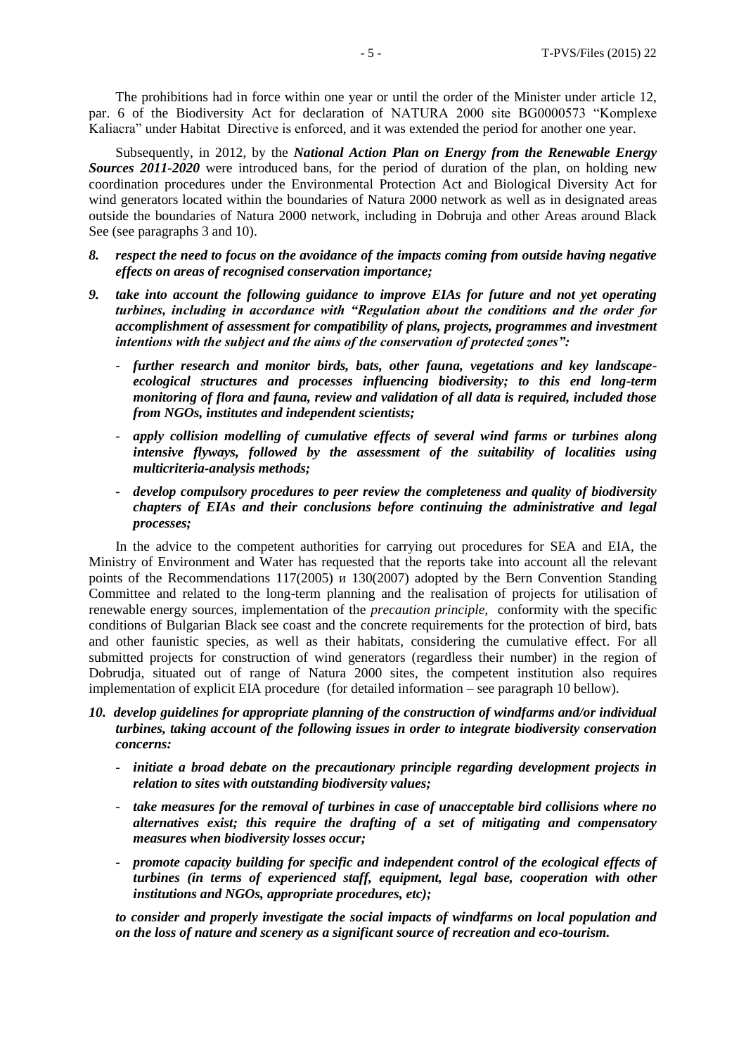The prohibitions had in force within one year or until the order of the Minister under article 12, par. 6 of the Biodiversity Act for declaration of NATURA 2000 site BG0000573 "Komplexe Kaliacra" under Habitat Directive is enforced, and it was extended the period for another one year.

Subsequently, in 2012, by the ***National Action Plan on Energy from the Renewable Energy Sources 2011-2020*** were introduced bans, for the period of duration of the plan, on holding new coordination procedures under the Environmental Protection Act and Biological Diversity Act for wind generators located within the boundaries of Natura 2000 network as well as in designated areas outside the boundaries of Natura 2000 network, including in Dobruja and other Areas around Black See (see paragraphs 3 and 10).

***8. respect the need to focus on the avoidance of the impacts coming from outside having negative effects on areas of recognised conservation importance;***

***9. take into account the following guidance to improve EIAs for future and not yet operating turbines, including in accordance with "Regulation about the conditions and the order for accomplishment of assessment for compatibility of plans, projects, programmes and investment intentions with the subject and the aims of the conservation of protected zones":***

- ***further research and monitor birds, bats, other fauna, vegetations and key landscape-ecological structures and processes influencing biodiversity; to this end long-term monitoring of flora and fauna, review and validation of all data is required, included those from NGOs, institutes and independent scientists;***
- ***apply collision modelling of cumulative effects of several wind farms or turbines along intensive flyways, followed by the assessment of the suitability of localities using multicriteria-analysis methods;***
- ***develop compulsory procedures to peer review the completeness and quality of biodiversity chapters of EIAs and their conclusions before continuing the administrative and legal processes;***

In the advice to the competent authorities for carrying out procedures for SEA and EIA, the Ministry of Environment and Water has requested that the reports take into account all the relevant points of the Recommendations 117(2005) и 130(2007) adopted by the Bern Convention Standing Committee and related to the long-term planning and the realisation of projects for utilisation of renewable energy sources, implementation of the *precaution principle,* conformity with the specific conditions of Bulgarian Black see coast and the concrete requirements for the protection of bird, bats and other faunistic species, as well as their habitats, considering the cumulative effect. For all submitted projects for construction of wind generators (regardless their number) in the region of Dobrudja, situated out of range of Natura 2000 sites, the competent institution also requires implementation of explicit EIA procedure (for detailed information – see paragraph 10 bellow).

***10. develop guidelines for appropriate planning of the construction of windfarms and/or individual turbines, taking account of the following issues in order to integrate biodiversity conservation concerns:***

- ***initiate a broad debate on the precautionary principle regarding development projects in relation to sites with outstanding biodiversity values;***
- ***take measures for the removal of turbines in case of unacceptable bird collisions where no alternatives exist; this require the drafting of a set of mitigating and compensatory measures when biodiversity losses occur;***
- ***promote capacity building for specific and independent control of the ecological effects of turbines (in terms of experienced staff, equipment, legal base, cooperation with other institutions and NGOs, appropriate procedures, etc);***

***to consider and properly investigate the social impacts of windfarms on local population and on the loss of nature and scenery as a significant source of recreation and eco-tourism.***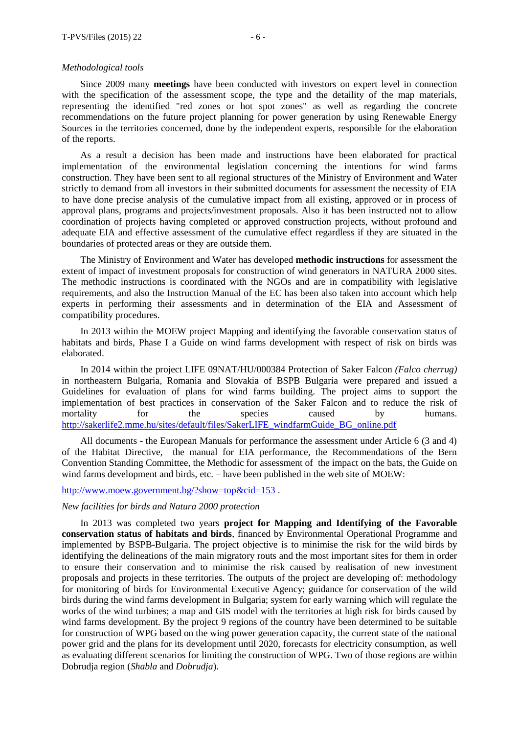*Methodological tools*

Since 2009 many **meetings** have been conducted with investors on expert level in connection with the specification of the assessment scope, the type and the detaility of the map materials, representing the identified "red zones or hot spot zones" as well as regarding the concrete recommendations on the future project planning for power generation by using Renewable Energy Sources in the territories concerned, done by the independent experts, responsible for the elaboration of the reports.

As a result a decision has been made and instructions have been elaborated for practical implementation of the environmental legislation concerning the intentions for wind farms construction. They have been sent to all regional structures of the Ministry of Environment and Water strictly to demand from all investors in their submitted documents for assessment the necessity of EIA to have done precise analysis of the cumulative impact from all existing, approved or in process of approval plans, programs and projects/investment proposals. Also it has been instructed not to allow coordination of projects having completed or approved construction projects, without profound and adequate EIA and effective assessment of the cumulative effect regardless if they are situated in the boundaries of protected areas or they are outside them.

The Ministry of Environment and Water has developed **methodic instructions** for assessment the extent of impact of investment proposals for construction of wind generators in NATURA 2000 sites. The methodic instructions is coordinated with the NGOs and are in compatibility with legislative requirements, and also the Instruction Manual of the EC has been also taken into account which help experts in performing their assessments and in determination of the EIA and Assessment of compatibility procedures.

In 2013 within the MOEW project Mapping and identifying the favorable conservation status of habitats and birds, Phase I a Guide on wind farms development with respect of risk on birds was elaborated.

In 2014 within the project LIFE 09NAT/HU/000384 Protection of Saker Falcon *(Falco cherrug)* in northeastern Bulgaria, Romania and Slovakia of BSPB Bulgaria were prepared and issued a Guidelines for evaluation of plans for wind farms building. The project aims to support the implementation of best practices in conservation of the Saker Falcon and to reduce the risk of mortality for the species caused by humans. http://sakerlife2.mme.hu/sites/default/files/SakerLIFE_windfarmGuide_BG_online.pdf

All documents - the European Manuals for performance the assessment under Article 6 (3 and 4) of the Habitat Directive, the manual for EIA performance, the Recommendations of the Bern Convention Standing Committee, the Methodic for assessment of the impact on the bats, the Guide on wind farms development and birds, etc. – have been published in the web site of MOEW:

http://www.moew.government.bg/?show=top&cid=153 .

*New facilities for birds and Natura 2000 protection*

In 2013 was completed two years **project for Mapping and Identifying of the Favorable conservation status of habitats and birds**, financed by Environmental Operational Programme and implemented by BSPB-Bulgaria. The project objective is to minimise the risk for the wild birds by identifying the delineations of the main migratory routs and the most important sites for them in order to ensure their conservation and to minimise the risk caused by realisation of new investment proposals and projects in these territories. The outputs of the project are developing of: methodology for monitoring of birds for Environmental Executive Agency; guidance for conservation of the wild birds during the wind farms development in Bulgaria; system for early warning which will regulate the works of the wind turbines; a map and GIS model with the territories at high risk for birds caused by wind farms development. By the project 9 regions of the country have been determined to be suitable for construction of WPG based on the wing power generation capacity, the current state of the national power grid and the plans for its development until 2020, forecasts for electricity consumption, as well as evaluating different scenarios for limiting the construction of WPG. Two of those regions are within Dobrudja region (*Shabla* and *Dobrudja*).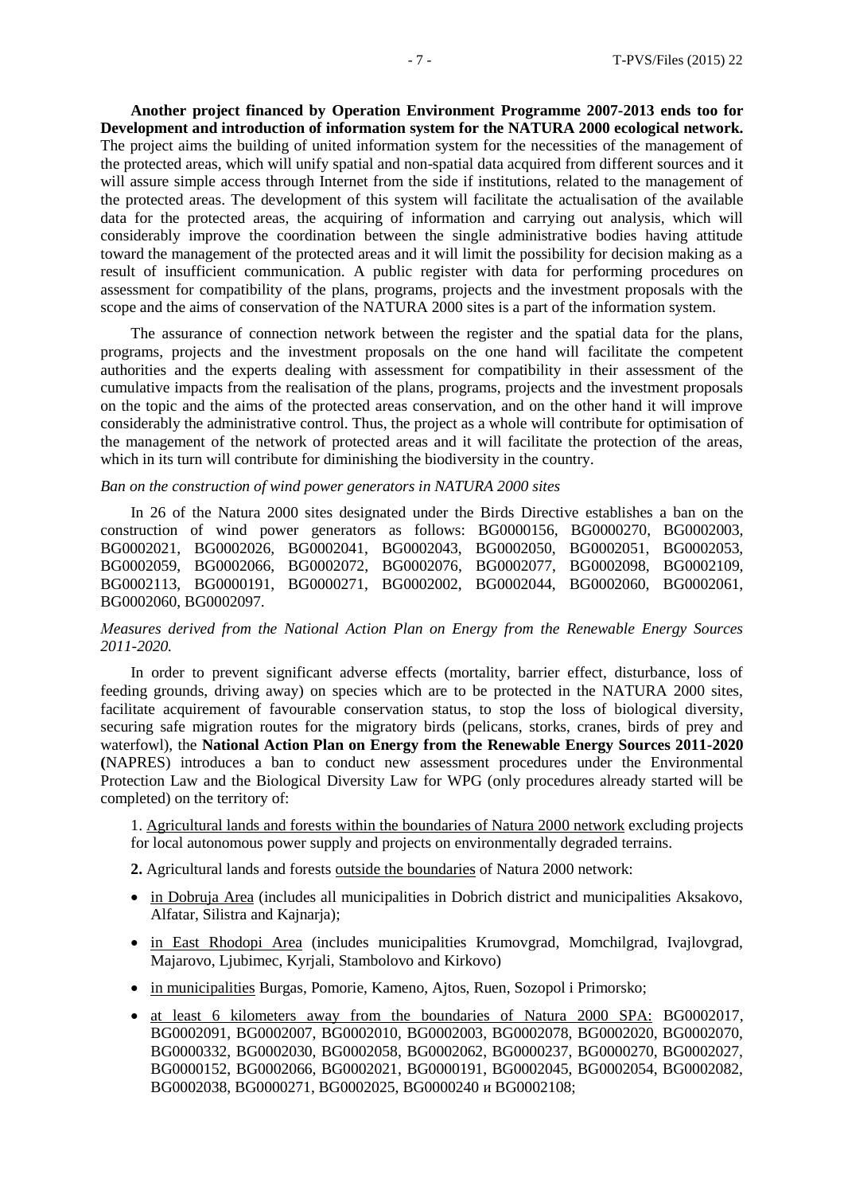**Another project financed by Operation Environment Programme 2007-2013 ends too for Development and introduction of information system for the NATURA 2000 ecological network.** The project aims the building of united information system for the necessities of the management of the protected areas, which will unify spatial and non-spatial data acquired from different sources and it will assure simple access through Internet from the side if institutions, related to the management of the protected areas. The development of this system will facilitate the actualisation of the available data for the protected areas, the acquiring of information and carrying out analysis, which will considerably improve the coordination between the single administrative bodies having attitude toward the management of the protected areas and it will limit the possibility for decision making as a result of insufficient communication. A public register with data for performing procedures on assessment for compatibility of the plans, programs, projects and the investment proposals with the scope and the aims of conservation of the NATURA 2000 sites is a part of the information system.

The assurance of connection network between the register and the spatial data for the plans, programs, projects and the investment proposals on the one hand will facilitate the competent authorities and the experts dealing with assessment for compatibility in their assessment of the cumulative impacts from the realisation of the plans, programs, projects and the investment proposals on the topic and the aims of the protected areas conservation, and on the other hand it will improve considerably the administrative control. Thus, the project as a whole will contribute for optimisation of the management of the network of protected areas and it will facilitate the protection of the areas, which in its turn will contribute for diminishing the biodiversity in the country.

*Ban on the construction of wind power generators in NATURA 2000 sites*

In 26 of the Natura 2000 sites designated under the Birds Directive establishes a ban on the construction of wind power generators as follows: BG0000156, BG0000270, BG0002003, BG0002021, BG0002026, BG0002041, BG0002043, BG0002050, BG0002051, BG0002053, BG0002059, BG0002066, BG0002072, BG0002076, BG0002077, BG0002098, BG0002109, BG0002113, BG0000191, BG0000271, BG0002002, BG0002044, BG0002060, BG0002061, BG0002060, BG0002097.

*Measures derived from the National Action Plan on Energy from the Renewable Energy Sources 2011-2020.*

In order to prevent significant adverse effects (mortality, barrier effect, disturbance, loss of feeding grounds, driving away) on species which are to be protected in the NATURA 2000 sites, facilitate acquirement of favourable conservation status, to stop the loss of biological diversity, securing safe migration routes for the migratory birds (pelicans, storks, cranes, birds of prey and waterfowl), the **National Action Plan on Energy from the Renewable Energy Sources 2011-2020 (**NAPRES) introduces a ban to conduct new assessment procedures under the Environmental Protection Law and the Biological Diversity Law for WPG (only procedures already started will be completed) on the territory of:

1. Agricultural lands and forests within the boundaries of Natura 2000 network excluding projects for local autonomous power supply and projects on environmentally degraded terrains.

**2.** Agricultural lands and forests outside the boundaries of Natura 2000 network:

- in Dobruja Area (includes all municipalities in Dobrich district and municipalities Aksakovo, Alfatar, Silistra and Kajnarja);
- in East Rhodopi Area (includes municipalities Krumovgrad, Momchilgrad, Ivajlovgrad, Majarovo, Ljubimec, Kyrjali, Stambolovo and Kirkovo)
- in municipalities Burgas, Pomorie, Kameno, Ajtos, Ruen, Sozopol i Primorsko;
- at least 6 kilometers away from the boundaries of Natura 2000 SPA: BG0002017, BG0002091, BG0002007, BG0002010, BG0002003, BG0002078, BG0002020, BG0002070, BG0000332, BG0002030, BG0002058, BG0002062, BG0000237, BG0000270, BG0002027, BG0000152, BG0002066, BG0002021, BG0000191, BG0002045, BG0002054, BG0002082, BG0002038, BG0000271, BG0002025, BG0000240 и BG0002108;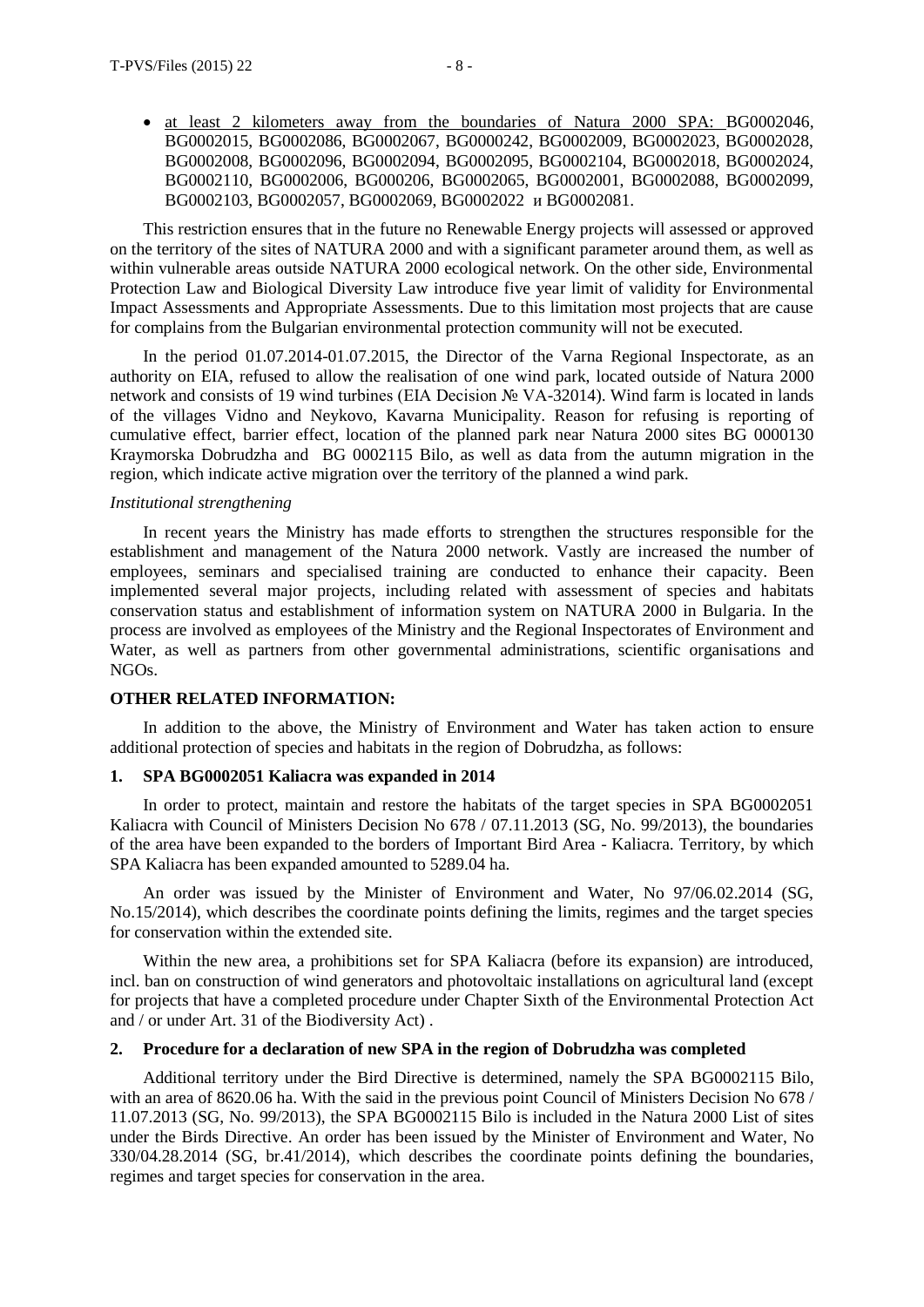- at least 2 kilometers away from the boundaries of Natura 2000 SPA: BG0002046, BG0002015, BG0002086, BG0002067, BG0000242, BG0002009, BG0002023, BG0002028, BG0002008, BG0002096, BG0002094, BG0002095, BG0002104, BG0002018, BG0002024, BG0002110, BG0002006, BG000206, BG0002065, BG0002001, BG0002088, BG0002099, BG0002103, BG0002057, BG0002069, BG0002022 и BG0002081.

This restriction ensures that in the future no Renewable Energy projects will assessed or approved on the territory of the sites of NATURA 2000 and with a significant parameter around them, as well as within vulnerable areas outside NATURA 2000 ecological network. On the other side, Environmental Protection Law and Biological Diversity Law introduce five year limit of validity for Environmental Impact Assessments and Appropriate Assessments. Due to this limitation most projects that are cause for complains from the Bulgarian environmental protection community will not be executed.

In the period 01.07.2014-01.07.2015, the Director of the Varna Regional Inspectorate, as an authority on EIA, refused to allow the realisation of one wind park, located outside of Natura 2000 network and consists of 19 wind turbines (EIA Decision № VA-32014). Wind farm is located in lands of the villages Vidno and Neykovo, Kavarna Municipality. Reason for refusing is reporting of cumulative effect, barrier effect, location of the planned park near Natura 2000 sites BG 0000130 Kraymorska Dobrudzha and BG 0002115 Bilo, as well as data from the autumn migration in the region, which indicate active migration over the territory of the planned a wind park.

*Institutional strengthening*

In recent years the Ministry has made efforts to strengthen the structures responsible for the establishment and management of the Natura 2000 network. Vastly are increased the number of employees, seminars and specialised training are conducted to enhance their capacity. Been implemented several major projects, including related with assessment of species and habitats conservation status and establishment of information system on NATURA 2000 in Bulgaria. In the process are involved as employees of the Ministry and the Regional Inspectorates of Environment and Water, as well as partners from other governmental administrations, scientific organisations and NGOs.

**OTHER RELATED INFORMATION:**

In addition to the above, the Ministry of Environment and Water has taken action to ensure additional protection of species and habitats in the region of Dobrudzha, as follows:

**1. SPA BG0002051 Kaliacra was expanded in 2014**

In order to protect, maintain and restore the habitats of the target species in SPA BG0002051 Kaliacra with Council of Ministers Decision No 678 / 07.11.2013 (SG, No. 99/2013), the boundaries of the area have been expanded to the borders of Important Bird Area - Kaliacra. Territory, by which SPA Kaliacra has been expanded amounted to 5289.04 ha.

An order was issued by the Minister of Environment and Water, No 97/06.02.2014 (SG, No.15/2014), which describes the coordinate points defining the limits, regimes and the target species for conservation within the extended site.

Within the new area, a prohibitions set for SPA Kaliacra (before its expansion) are introduced, incl. ban on construction of wind generators and photovoltaic installations on agricultural land (except for projects that have a completed procedure under Chapter Sixth of the Environmental Protection Act and / or under Art. 31 of the Biodiversity Act) .

**2. Procedure for a declaration of new SPA in the region of Dobrudzha was completed**

Additional territory under the Bird Directive is determined, namely the SPA BG0002115 Bilo, with an area of 8620.06 ha. With the said in the previous point Council of Ministers Decision No 678 / 11.07.2013 (SG, No. 99/2013), the SPA BG0002115 Bilo is included in the Natura 2000 List of sites under the Birds Directive. An order has been issued by the Minister of Environment and Water, No 330/04.28.2014 (SG, br.41/2014), which describes the coordinate points defining the boundaries, regimes and target species for conservation in the area.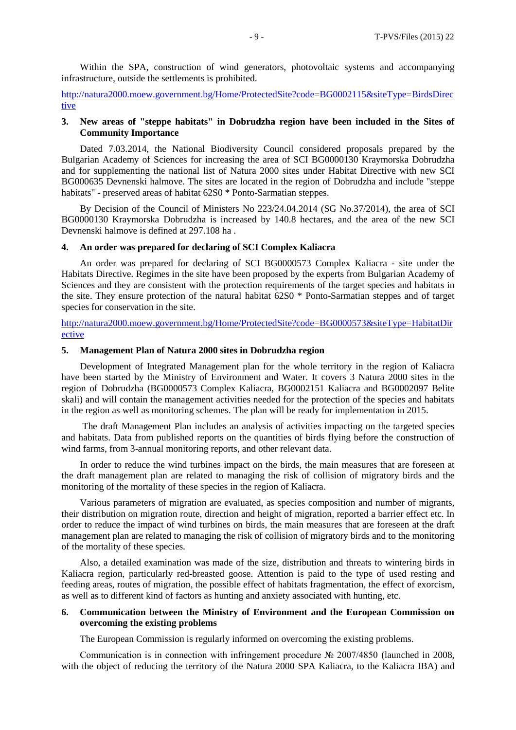Within the SPA, construction of wind generators, photovoltaic systems and accompanying infrastructure, outside the settlements is prohibited.

http://natura2000.moew.government.bg/Home/ProtectedSite?code=BG0002115&siteType=BirdsDirective

## 3. New areas of "steppe habitats" in Dobrudzha region have been included in the Sites of Community Importance

Dated 7.03.2014, the National Biodiversity Council considered proposals prepared by the Bulgarian Academy of Sciences for increasing the area of SCI BG0000130 Kraymorska Dobrudzha and for supplementing the national list of Natura 2000 sites under Habitat Directive with new SCI BG000635 Devnenski halmove. The sites are located in the region of Dobrudzha and include "steppe habitats" - preserved areas of habitat 62S0 * Ponto-Sarmatian steppes.

By Decision of the Council of Ministers No 223/24.04.2014 (SG No.37/2014), the area of SCI BG0000130 Kraymorska Dobrudzha is increased by 140.8 hectares, and the area of the new SCI Devnenski halmove is defined at 297.108 ha .

## 4. An order was prepared for declaring of SCI Complex Kaliacra

An order was prepared for declaring of SCI BG0000573 Complex Kaliacra - site under the Habitats Directive. Regimes in the site have been proposed by the experts from Bulgarian Academy of Sciences and they are consistent with the protection requirements of the target species and habitats in the site. They ensure protection of the natural habitat 62S0 * Ponto-Sarmatian steppes and of target species for conservation in the site.

http://natura2000.moew.government.bg/Home/ProtectedSite?code=BG0000573&siteType=HabitatDirective

## 5. Management Plan of Natura 2000 sites in Dobrudzha region

Development of Integrated Management plan for the whole territory in the region of Kaliacra have been started by the Ministry of Environment and Water. It covers 3 Natura 2000 sites in the region of Dobrudzha (BG0000573 Complex Kaliacra, BG0002151 Kaliacra and BG0002097 Belite skali) and will contain the management activities needed for the protection of the species and habitats in the region as well as monitoring schemes. The plan will be ready for implementation in 2015.

The draft Management Plan includes an analysis of activities impacting on the targeted species and habitats. Data from published reports on the quantities of birds flying before the construction of wind farms, from 3-annual monitoring reports, and other relevant data.

In order to reduce the wind turbines impact on the birds, the main measures that are foreseen at the draft management plan are related to managing the risk of collision of migratory birds and the monitoring of the mortality of these species in the region of Kaliacra.

Various parameters of migration are evaluated, as species composition and number of migrants, their distribution on migration route, direction and height of migration, reported a barrier effect etc. In order to reduce the impact of wind turbines on birds, the main measures that are foreseen at the draft management plan are related to managing the risk of collision of migratory birds and to the monitoring of the mortality of these species.

Also, a detailed examination was made of the size, distribution and threats to wintering birds in Kaliacra region, particularly red-breasted goose. Attention is paid to the type of used resting and feeding areas, routes of migration, the possible effect of habitats fragmentation, the effect of exorcism, as well as to different kind of factors as hunting and anxiety associated with hunting, etc.

## 6. Communication between the Ministry of Environment and the European Commission on overcoming the existing problems

The European Commission is regularly informed on overcoming the existing problems.

Communication is in connection with infringement procedure № 2007/4850 (launched in 2008, with the object of reducing the territory of the Natura 2000 SPA Kaliacra, to the Kaliacra IBA) and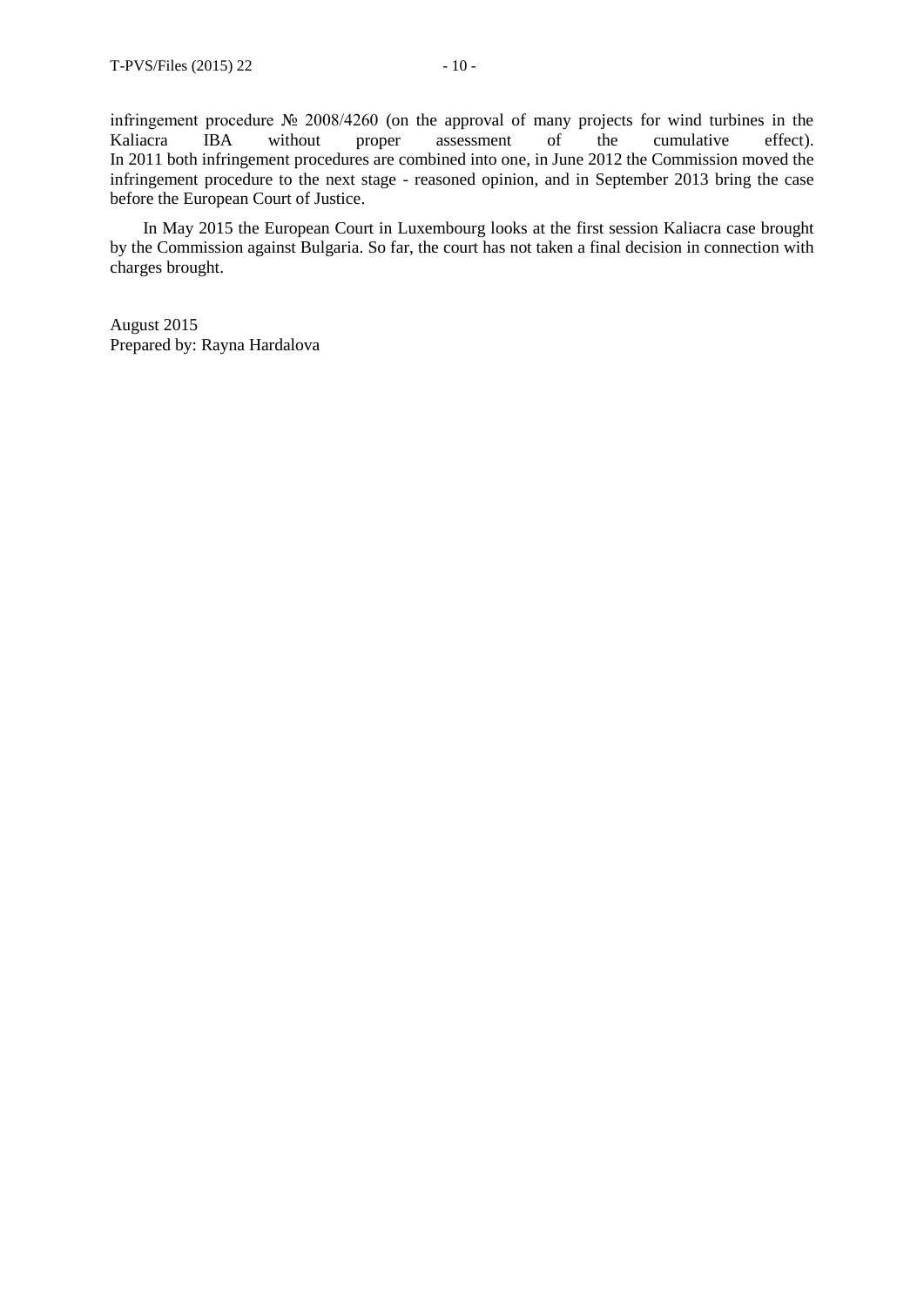infringement procedure № 2008/4260 (on the approval of many projects for wind turbines in the Kaliacra IBA without proper assessment of the cumulative effect).
In 2011 both infringement procedures are combined into one, in June 2012 the Commission moved the infringement procedure to the next stage - reasoned opinion, and in September 2013 bring the case before the European Court of Justice.

In May 2015 the European Court in Luxembourg looks at the first session Kaliacra case brought by the Commission against Bulgaria. So far, the court has not taken a final decision in connection with charges brought.

August 2015
Prepared by: Rayna Hardalova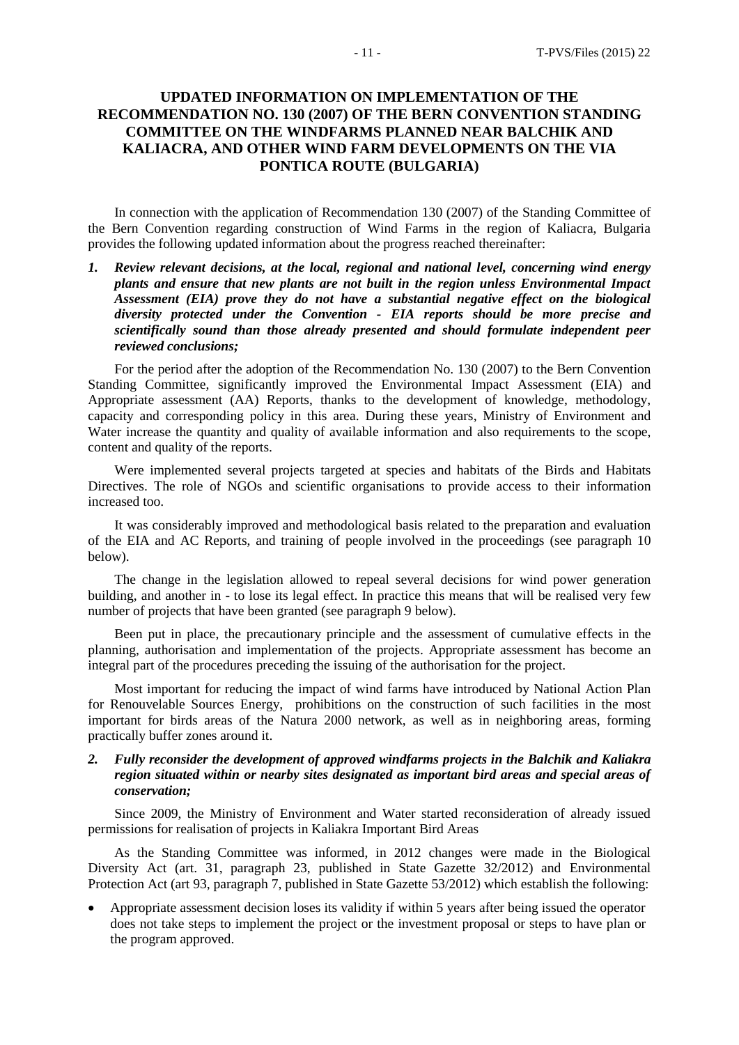# UPDATED INFORMATION ON IMPLEMENTATION OF THE RECOMMENDATION NO. 130 (2007) OF THE BERN CONVENTION STANDING COMMITTEE ON THE WINDFARMS PLANNED NEAR BALCHIK AND KALIACRA, AND OTHER WIND FARM DEVELOPMENTS ON THE VIA PONTICA ROUTE (BULGARIA)

In connection with the application of Recommendation 130 (2007) of the Standing Committee of the Bern Convention regarding construction of Wind Farms in the region of Kaliacra, Bulgaria provides the following updated information about the progress reached thereinafter:

***1. Review relevant decisions, at the local, regional and national level, concerning wind energy plants and ensure that new plants are not built in the region unless Environmental Impact Assessment (EIA) prove they do not have a substantial negative effect on the biological diversity protected under the Convention - EIA reports should be more precise and scientifically sound than those already presented and should formulate independent peer reviewed conclusions;***

For the period after the adoption of the Recommendation No. 130 (2007) to the Bern Convention Standing Committee, significantly improved the Environmental Impact Assessment (EIA) and Appropriate assessment (AA) Reports, thanks to the development of knowledge, methodology, capacity and corresponding policy in this area. During these years, Ministry of Environment and Water increase the quantity and quality of available information and also requirements to the scope, content and quality of the reports.

Were implemented several projects targeted at species and habitats of the Birds and Habitats Directives. The role of NGOs and scientific organisations to provide access to their information increased too.

It was considerably improved and methodological basis related to the preparation and evaluation of the EIA and AC Reports, and training of people involved in the proceedings (see paragraph 10 below).

The change in the legislation allowed to repeal several decisions for wind power generation building, and another in - to lose its legal effect. In practice this means that will be realised very few number of projects that have been granted (see paragraph 9 below).

Been put in place, the precautionary principle and the assessment of cumulative effects in the planning, authorisation and implementation of the projects. Appropriate assessment has become an integral part of the procedures preceding the issuing of the authorisation for the project.

Most important for reducing the impact of wind farms have introduced by National Action Plan for Renouvelable Sources Energy, prohibitions on the construction of such facilities in the most important for birds areas of the Natura 2000 network, as well as in neighboring areas, forming practically buffer zones around it.

***2. Fully reconsider the development of approved windfarms projects in the Balchik and Kaliakra region situated within or nearby sites designated as important bird areas and special areas of conservation;***

Since 2009, the Ministry of Environment and Water started reconsideration of already issued permissions for realisation of projects in Kaliakra Important Bird Areas

As the Standing Committee was informed, in 2012 changes were made in the Biological Diversity Act (art. 31, paragraph 23, published in State Gazette 32/2012) and Environmental Protection Act (art 93, paragraph 7, published in State Gazette 53/2012) which establish the following:

- Appropriate assessment decision loses its validity if within 5 years after being issued the operator does not take steps to implement the project or the investment proposal or steps to have plan or the program approved.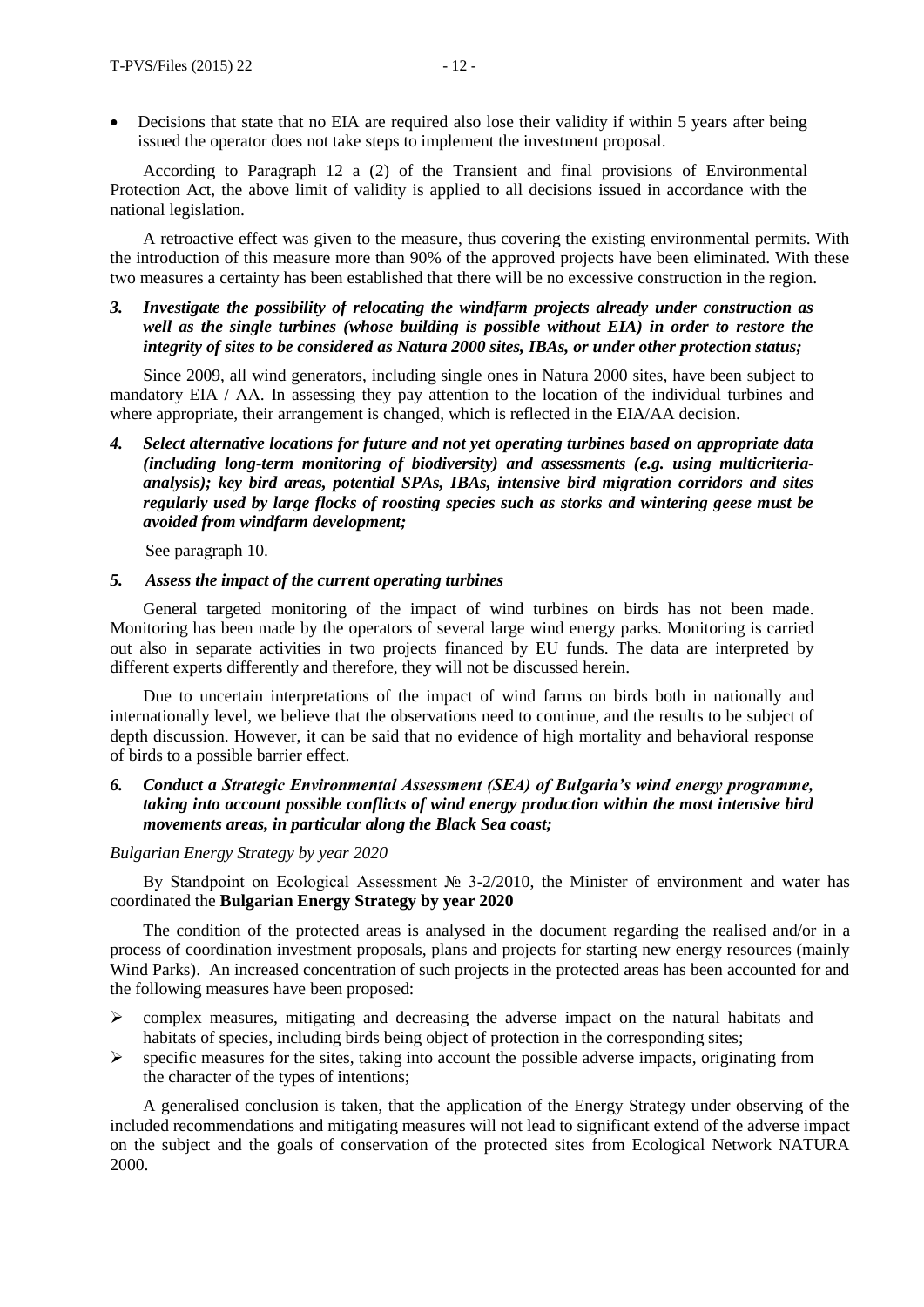- Decisions that state that no EIA are required also lose their validity if within 5 years after being issued the operator does not take steps to implement the investment proposal.

According to Paragraph 12 a (2) of the Transient and final provisions of Environmental Protection Act, the above limit of validity is applied to all decisions issued in accordance with the national legislation.

A retroactive effect was given to the measure, thus covering the existing environmental permits. With the introduction of this measure more than 90% of the approved projects have been eliminated. With these two measures a certainty has been established that there will be no excessive construction in the region.

***3. Investigate the possibility of relocating the windfarm projects already under construction as well as the single turbines (whose building is possible without EIA) in order to restore the integrity of sites to be considered as Natura 2000 sites, IBAs, or under other protection status;***

Since 2009, all wind generators, including single ones in Natura 2000 sites, have been subject to mandatory EIA / AA. In assessing they pay attention to the location of the individual turbines and where appropriate, their arrangement is changed, which is reflected in the EIA/AA decision.

***4. Select alternative locations for future and not yet operating turbines based on appropriate data (including long-term monitoring of biodiversity) and assessments (e.g. using multicriteria-analysis); key bird areas, potential SPAs, IBAs, intensive bird migration corridors and sites regularly used by large flocks of roosting species such as storks and wintering geese must be avoided from windfarm development;***

See paragraph 10.

***5. Assess the impact of the current operating turbines***

General targeted monitoring of the impact of wind turbines on birds has not been made. Monitoring has been made by the operators of several large wind energy parks. Monitoring is carried out also in separate activities in two projects financed by EU funds. The data are interpreted by different experts differently and therefore, they will not be discussed herein.

Due to uncertain interpretations of the impact of wind farms on birds both in nationally and internationally level, we believe that the observations need to continue, and the results to be subject of depth discussion. However, it can be said that no evidence of high mortality and behavioral response of birds to a possible barrier effect.

***6. Conduct a Strategic Environmental Assessment (SEA) of Bulgaria's wind energy programme, taking into account possible conflicts of wind energy production within the most intensive bird movements areas, in particular along the Black Sea coast;***

*Bulgarian Energy Strategy by year 2020*

By Standpoint on Ecological Assessment № 3-2/2010, the Minister of environment and water has coordinated the **Bulgarian Energy Strategy by year 2020**

The condition of the protected areas is analysed in the document regarding the realised and/or in a process of coordination investment proposals, plans and projects for starting new energy resources (mainly Wind Parks). An increased concentration of such projects in the protected areas has been accounted for and the following measures have been proposed:

- complex measures, mitigating and decreasing the adverse impact on the natural habitats and habitats of species, including birds being object of protection in the corresponding sites;
- specific measures for the sites, taking into account the possible adverse impacts, originating from the character of the types of intentions;

A generalised conclusion is taken, that the application of the Energy Strategy under observing of the included recommendations and mitigating measures will not lead to significant extend of the adverse impact on the subject and the goals of conservation of the protected sites from Ecological Network NATURA 2000.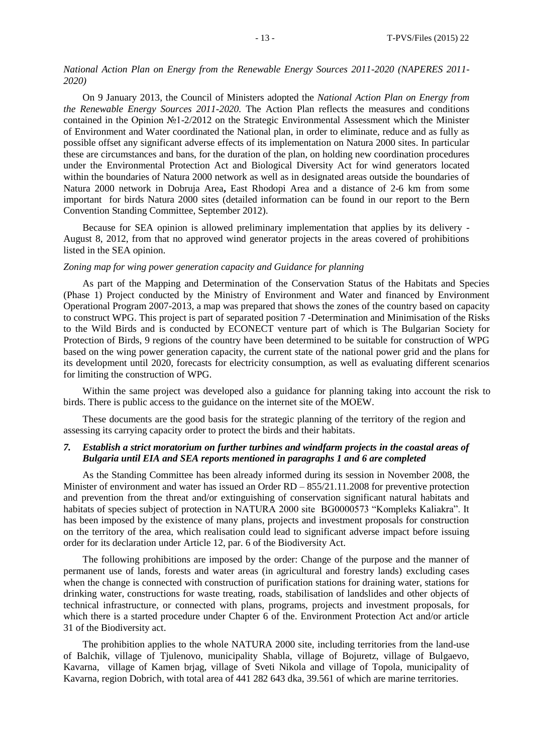*National Action Plan on Energy from the Renewable Energy Sources 2011-2020 (NAPERES 2011-2020)*

On 9 January 2013, the Council of Ministers adopted the *National Action Plan on Energy from the Renewable Energy Sources 2011-2020.* The Action Plan reflects the measures and conditions contained in the Opinion №1-2/2012 on the Strategic Environmental Assessment which the Minister of Environment and Water coordinated the National plan, in order to eliminate, reduce and as fully as possible offset any significant adverse effects of its implementation on Natura 2000 sites. In particular these are circumstances and bans, for the duration of the plan, on holding new coordination procedures under the Environmental Protection Act and Biological Diversity Act for wind generators located within the boundaries of Natura 2000 network as well as in designated areas outside the boundaries of Natura 2000 network in Dobruja Area**,** East Rhodopi Area and a distance of 2-6 km from some important for birds Natura 2000 sites (detailed information can be found in our report to the Bern Convention Standing Committee, September 2012).

Because for SEA opinion is allowed preliminary implementation that applies by its delivery - August 8, 2012, from that no approved wind generator projects in the areas covered of prohibitions listed in the SEA opinion.

*Zoning map for wing power generation capacity and Guidance for planning*

As part of the Mapping and Determination of the Conservation Status of the Habitats and Species (Phase 1) Project conducted by the Ministry of Environment and Water and financed by Environment Operational Program 2007-2013, a map was prepared that shows the zones of the country based on capacity to construct WPG. This project is part of separated position 7 -Determination and Minimisation of the Risks to the Wild Birds and is conducted by ECONECT venture part of which is The Bulgarian Society for Protection of Birds, 9 regions of the country have been determined to be suitable for construction of WPG based on the wing power generation capacity, the current state of the national power grid and the plans for its development until 2020, forecasts for electricity consumption, as well as evaluating different scenarios for limiting the construction of WPG.

Within the same project was developed also a guidance for planning taking into account the risk to birds. There is public access to the guidance on the internet site of the MOEW.

These documents are the good basis for the strategic planning of the territory of the region and assessing its carrying capacity order to protect the birds and their habitats.

***7. Establish a strict moratorium on further turbines and windfarm projects in the coastal areas of Bulgaria until EIA and SEA reports mentioned in paragraphs 1 and 6 are completed***

As the Standing Committee has been already informed during its session in November 2008, the Minister of environment and water has issued an Order RD – 855/21.11.2008 for preventive protection and prevention from the threat and/or extinguishing of conservation significant natural habitats and habitats of species subject of protection in NATURA 2000 site BG0000573 "Kompleks Kaliakra". It has been imposed by the existence of many plans, projects and investment proposals for construction on the territory of the area, which realisation could lead to significant adverse impact before issuing order for its declaration under Article 12, par. 6 of the Biodiversity Act.

The following prohibitions are imposed by the order: Change of the purpose and the manner of permanent use of lands, forests and water areas (in agricultural and forestry lands) excluding cases when the change is connected with construction of purification stations for draining water, stations for drinking water, constructions for waste treating, roads, stabilisation of landslides and other objects of technical infrastructure, or connected with plans, programs, projects and investment proposals, for which there is a started procedure under Chapter 6 of the. Environment Protection Act and/or article 31 of the Biodiversity act.

The prohibition applies to the whole NATURA 2000 site, including territories from the land-use of Balchik, village of Tjulenovo, municipality Shabla, village of Bojuretz, village of Bulgaevo, Kavarna, village of Kamen brjag, village of Sveti Nikola and village of Topola, municipality of Kavarna, region Dobrich, with total area of 441 282 643 dka, 39.561 of which are marine territories.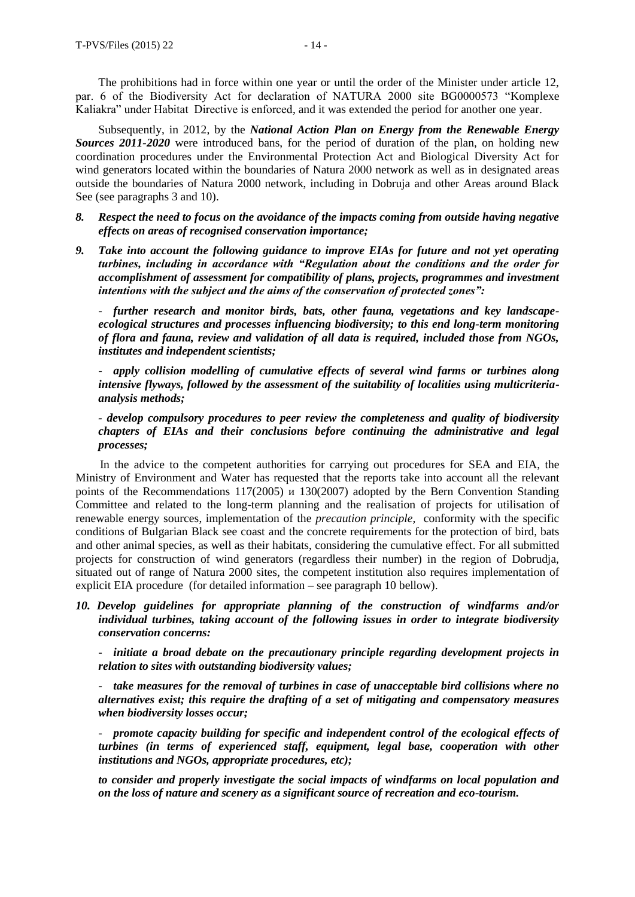The prohibitions had in force within one year or until the order of the Minister under article 12, par. 6 of the Biodiversity Act for declaration of NATURA 2000 site BG0000573 "Komplexe Kaliakra" under Habitat Directive is enforced, and it was extended the period for another one year.

Subsequently, in 2012, by the ***National Action Plan on Energy from the Renewable Energy Sources 2011-2020*** were introduced bans, for the period of duration of the plan, on holding new coordination procedures under the Environmental Protection Act and Biological Diversity Act for wind generators located within the boundaries of Natura 2000 network as well as in designated areas outside the boundaries of Natura 2000 network, including in Dobruja and other Areas around Black See (see paragraphs 3 and 10).

***8. Respect the need to focus on the avoidance of the impacts coming from outside having negative effects on areas of recognised conservation importance;***

***9. Take into account the following guidance to improve EIAs for future and not yet operating turbines, including in accordance with "Regulation about the conditions and the order for accomplishment of assessment for compatibility of plans, projects, programmes and investment intentions with the subject and the aims of the conservation of protected zones":***

- ***further research and monitor birds, bats, other fauna, vegetations and key landscape-ecological structures and processes influencing biodiversity; to this end long-term monitoring of flora and fauna, review and validation of all data is required, included those from NGOs, institutes and independent scientists;***

- ***apply collision modelling of cumulative effects of several wind farms or turbines along intensive flyways, followed by the assessment of the suitability of localities using multicriteria-analysis methods;***

- ***develop compulsory procedures to peer review the completeness and quality of biodiversity chapters of EIAs and their conclusions before continuing the administrative and legal processes;***

In the advice to the competent authorities for carrying out procedures for SEA and EIA, the Ministry of Environment and Water has requested that the reports take into account all the relevant points of the Recommendations 117(2005) и 130(2007) adopted by the Bern Convention Standing Committee and related to the long-term planning and the realisation of projects for utilisation of renewable energy sources, implementation of the *precaution principle,* conformity with the specific conditions of Bulgarian Black see coast and the concrete requirements for the protection of bird, bats and other animal species, as well as their habitats, considering the cumulative effect. For all submitted projects for construction of wind generators (regardless their number) in the region of Dobrudja, situated out of range of Natura 2000 sites, the competent institution also requires implementation of explicit EIA procedure (for detailed information – see paragraph 10 bellow).

***10. Develop guidelines for appropriate planning of the construction of windfarms and/or individual turbines, taking account of the following issues in order to integrate biodiversity conservation concerns:***

- ***initiate a broad debate on the precautionary principle regarding development projects in relation to sites with outstanding biodiversity values;***

- ***take measures for the removal of turbines in case of unacceptable bird collisions where no alternatives exist; this require the drafting of a set of mitigating and compensatory measures when biodiversity losses occur;***

- ***promote capacity building for specific and independent control of the ecological effects of turbines (in terms of experienced staff, equipment, legal base, cooperation with other institutions and NGOs, appropriate procedures, etc);***

***to consider and properly investigate the social impacts of windfarms on local population and on the loss of nature and scenery as a significant source of recreation and eco-tourism.***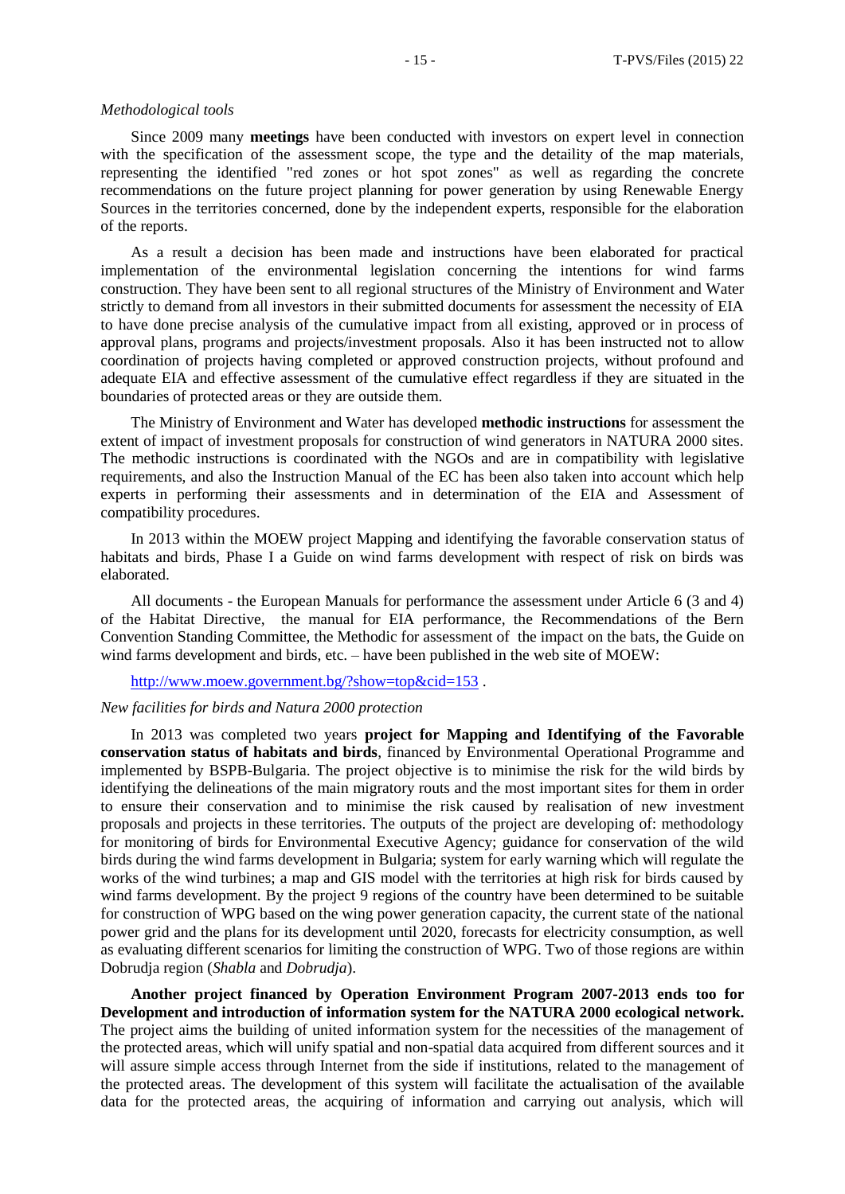*Methodological tools*

Since 2009 many **meetings** have been conducted with investors on expert level in connection with the specification of the assessment scope, the type and the detaility of the map materials, representing the identified "red zones or hot spot zones" as well as regarding the concrete recommendations on the future project planning for power generation by using Renewable Energy Sources in the territories concerned, done by the independent experts, responsible for the elaboration of the reports.

As a result a decision has been made and instructions have been elaborated for practical implementation of the environmental legislation concerning the intentions for wind farms construction. They have been sent to all regional structures of the Ministry of Environment and Water strictly to demand from all investors in their submitted documents for assessment the necessity of EIA to have done precise analysis of the cumulative impact from all existing, approved or in process of approval plans, programs and projects/investment proposals. Also it has been instructed not to allow coordination of projects having completed or approved construction projects, without profound and adequate EIA and effective assessment of the cumulative effect regardless if they are situated in the boundaries of protected areas or they are outside them.

The Ministry of Environment and Water has developed **methodic instructions** for assessment the extent of impact of investment proposals for construction of wind generators in NATURA 2000 sites. The methodic instructions is coordinated with the NGOs and are in compatibility with legislative requirements, and also the Instruction Manual of the EC has been also taken into account which help experts in performing their assessments and in determination of the EIA and Assessment of compatibility procedures.

In 2013 within the MOEW project Mapping and identifying the favorable conservation status of habitats and birds, Phase I a Guide on wind farms development with respect of risk on birds was elaborated.

All documents - the European Manuals for performance the assessment under Article 6 (3 and 4) of the Habitat Directive, the manual for EIA performance, the Recommendations of the Bern Convention Standing Committee, the Methodic for assessment of the impact on the bats, the Guide on wind farms development and birds, etc. – have been published in the web site of MOEW:

http://www.moew.government.bg/?show=top&cid=153 .

*New facilities for birds and Natura 2000 protection*

In 2013 was completed two years **project for Mapping and Identifying of the Favorable conservation status of habitats and birds**, financed by Environmental Operational Programme and implemented by BSPB-Bulgaria. The project objective is to minimise the risk for the wild birds by identifying the delineations of the main migratory routs and the most important sites for them in order to ensure their conservation and to minimise the risk caused by realisation of new investment proposals and projects in these territories. The outputs of the project are developing of: methodology for monitoring of birds for Environmental Executive Agency; guidance for conservation of the wild birds during the wind farms development in Bulgaria; system for early warning which will regulate the works of the wind turbines; a map and GIS model with the territories at high risk for birds caused by wind farms development. By the project 9 regions of the country have been determined to be suitable for construction of WPG based on the wing power generation capacity, the current state of the national power grid and the plans for its development until 2020, forecasts for electricity consumption, as well as evaluating different scenarios for limiting the construction of WPG. Two of those regions are within Dobrudja region (*Shabla* and *Dobrudja*).

**Another project financed by Operation Environment Program 2007-2013 ends too for Development and introduction of information system for the NATURA 2000 ecological network.** The project aims the building of united information system for the necessities of the management of the protected areas, which will unify spatial and non-spatial data acquired from different sources and it will assure simple access through Internet from the side if institutions, related to the management of the protected areas. The development of this system will facilitate the actualisation of the available data for the protected areas, the acquiring of information and carrying out analysis, which will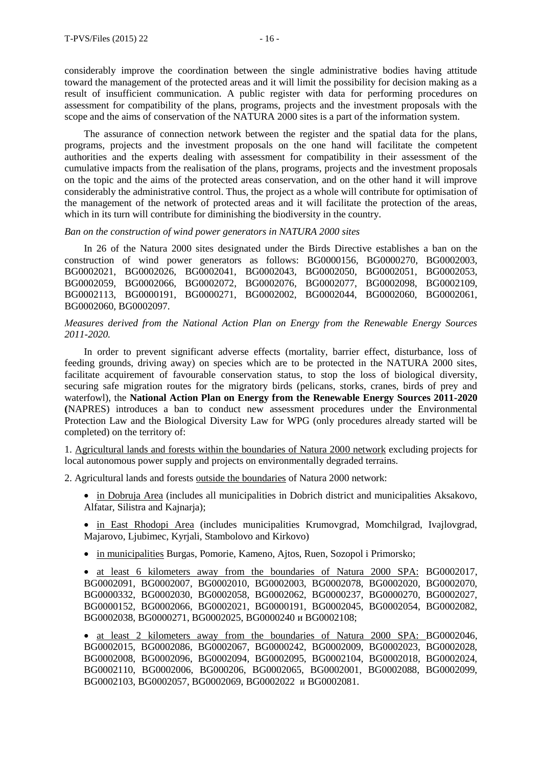considerably improve the coordination between the single administrative bodies having attitude toward the management of the protected areas and it will limit the possibility for decision making as a result of insufficient communication. A public register with data for performing procedures on assessment for compatibility of the plans, programs, projects and the investment proposals with the scope and the aims of conservation of the NATURA 2000 sites is a part of the information system.

The assurance of connection network between the register and the spatial data for the plans, programs, projects and the investment proposals on the one hand will facilitate the competent authorities and the experts dealing with assessment for compatibility in their assessment of the cumulative impacts from the realisation of the plans, programs, projects and the investment proposals on the topic and the aims of the protected areas conservation, and on the other hand it will improve considerably the administrative control. Thus, the project as a whole will contribute for optimisation of the management of the network of protected areas and it will facilitate the protection of the areas, which in its turn will contribute for diminishing the biodiversity in the country.

*Ban on the construction of wind power generators in NATURA 2000 sites*

In 26 of the Natura 2000 sites designated under the Birds Directive establishes a ban on the construction of wind power generators as follows: BG0000156, BG0000270, BG0002003, BG0002021, BG0002026, BG0002041, BG0002043, BG0002050, BG0002051, BG0002053, BG0002059, BG0002066, BG0002072, BG0002076, BG0002077, BG0002098, BG0002109, BG0002113, BG0000191, BG0000271, BG0002002, BG0002044, BG0002060, BG0002061, BG0002060, BG0002097.

*Measures derived from the National Action Plan on Energy from the Renewable Energy Sources 2011-2020.*

In order to prevent significant adverse effects (mortality, barrier effect, disturbance, loss of feeding grounds, driving away) on species which are to be protected in the NATURA 2000 sites, facilitate acquirement of favourable conservation status, to stop the loss of biological diversity, securing safe migration routes for the migratory birds (pelicans, storks, cranes, birds of prey and waterfowl), the **National Action Plan on Energy from the Renewable Energy Sources 2011-2020 (**NAPRES) introduces a ban to conduct new assessment procedures under the Environmental Protection Law and the Biological Diversity Law for WPG (only procedures already started will be completed) on the territory of:

1. Agricultural lands and forests within the boundaries of Natura 2000 network excluding projects for local autonomous power supply and projects on environmentally degraded terrains.

2. Agricultural lands and forests outside the boundaries of Natura 2000 network:

- in Dobruja Area (includes all municipalities in Dobrich district and municipalities Aksakovo, Alfatar, Silistra and Kajnarja);
- in East Rhodopi Area (includes municipalities Krumovgrad, Momchilgrad, Ivajlovgrad, Majarovo, Ljubimec, Kyrjali, Stambolovo and Kirkovo)
- in municipalities Burgas, Pomorie, Kameno, Ajtos, Ruen, Sozopol i Primorsko;
- at least 6 kilometers away from the boundaries of Natura 2000 SPA: BG0002017, BG0002091, BG0002007, BG0002010, BG0002003, BG0002078, BG0002020, BG0002070, BG0000332, BG0002030, BG0002058, BG0002062, BG0000237, BG0000270, BG0002027, BG0000152, BG0002066, BG0002021, BG0000191, BG0002045, BG0002054, BG0002082, BG0002038, BG0000271, BG0002025, BG0000240 и BG0002108;
- at least 2 kilometers away from the boundaries of Natura 2000 SPA: BG0002046, BG0002015, BG0002086, BG0002067, BG0000242, BG0002009, BG0002023, BG0002028, BG0002008, BG0002096, BG0002094, BG0002095, BG0002104, BG0002018, BG0002024, BG0002110, BG0002006, BG000206, BG0002065, BG0002001, BG0002088, BG0002099, BG0002103, BG0002057, BG0002069, BG0002022 и BG0002081.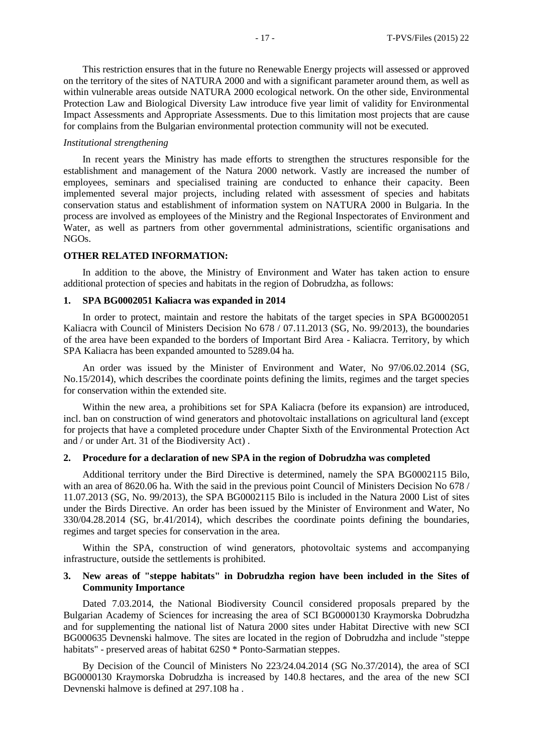This restriction ensures that in the future no Renewable Energy projects will assessed or approved on the territory of the sites of NATURA 2000 and with a significant parameter around them, as well as within vulnerable areas outside NATURA 2000 ecological network. On the other side, Environmental Protection Law and Biological Diversity Law introduce five year limit of validity for Environmental Impact Assessments and Appropriate Assessments. Due to this limitation most projects that are cause for complains from the Bulgarian environmental protection community will not be executed.

*Institutional strengthening*

In recent years the Ministry has made efforts to strengthen the structures responsible for the establishment and management of the Natura 2000 network. Vastly are increased the number of employees, seminars and specialised training are conducted to enhance their capacity. Been implemented several major projects, including related with assessment of species and habitats conservation status and establishment of information system on NATURA 2000 in Bulgaria. In the process are involved as employees of the Ministry and the Regional Inspectorates of Environment and Water, as well as partners from other governmental administrations, scientific organisations and NGOs.

**OTHER RELATED INFORMATION:**

In addition to the above, the Ministry of Environment and Water has taken action to ensure additional protection of species and habitats in the region of Dobrudzha, as follows:

**1. SPA BG0002051 Kaliacra was expanded in 2014**

In order to protect, maintain and restore the habitats of the target species in SPA BG0002051 Kaliacra with Council of Ministers Decision No 678 / 07.11.2013 (SG, No. 99/2013), the boundaries of the area have been expanded to the borders of Important Bird Area - Kaliacra. Territory, by which SPA Kaliacra has been expanded amounted to 5289.04 ha.

An order was issued by the Minister of Environment and Water, No 97/06.02.2014 (SG, No.15/2014), which describes the coordinate points defining the limits, regimes and the target species for conservation within the extended site.

Within the new area, a prohibitions set for SPA Kaliacra (before its expansion) are introduced, incl. ban on construction of wind generators and photovoltaic installations on agricultural land (except for projects that have a completed procedure under Chapter Sixth of the Environmental Protection Act and / or under Art. 31 of the Biodiversity Act) .

**2. Procedure for a declaration of new SPA in the region of Dobrudzha was completed**

Additional territory under the Bird Directive is determined, namely the SPA BG0002115 Bilo, with an area of 8620.06 ha. With the said in the previous point Council of Ministers Decision No 678 / 11.07.2013 (SG, No. 99/2013), the SPA BG0002115 Bilo is included in the Natura 2000 List of sites under the Birds Directive. An order has been issued by the Minister of Environment and Water, No 330/04.28.2014 (SG, br.41/2014), which describes the coordinate points defining the boundaries, regimes and target species for conservation in the area.

Within the SPA, construction of wind generators, photovoltaic systems and accompanying infrastructure, outside the settlements is prohibited.

**3. New areas of "steppe habitats" in Dobrudzha region have been included in the Sites of Community Importance**

Dated 7.03.2014, the National Biodiversity Council considered proposals prepared by the Bulgarian Academy of Sciences for increasing the area of SCI BG0000130 Kraymorska Dobrudzha and for supplementing the national list of Natura 2000 sites under Habitat Directive with new SCI BG000635 Devnenski halmove. The sites are located in the region of Dobrudzha and include "steppe habitats" - preserved areas of habitat 62S0 * Ponto-Sarmatian steppes.

By Decision of the Council of Ministers No 223/24.04.2014 (SG No.37/2014), the area of SCI BG0000130 Kraymorska Dobrudzha is increased by 140.8 hectares, and the area of the new SCI Devnenski halmove is defined at 297.108 ha .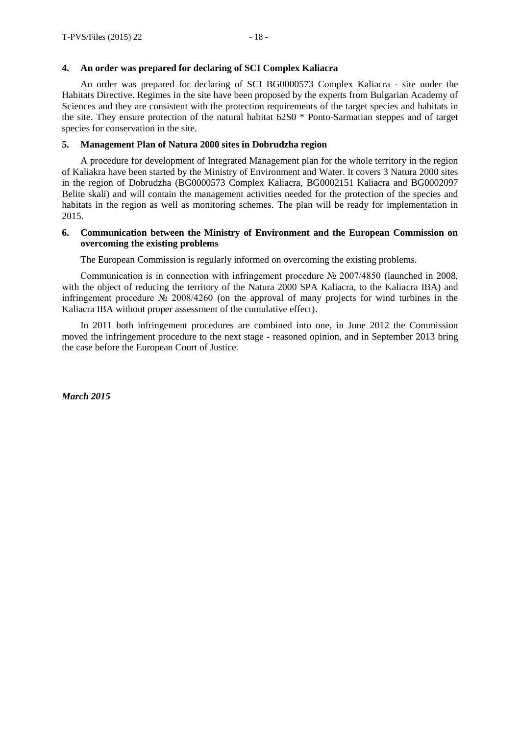**4. An order was prepared for declaring of SCI Complex Kaliacra**

An order was prepared for declaring of SCI BG0000573 Complex Kaliacra - site under the Habitats Directive. Regimes in the site have been proposed by the experts from Bulgarian Academy of Sciences and they are consistent with the protection requirements of the target species and habitats in the site. They ensure protection of the natural habitat 62S0 * Ponto-Sarmatian steppes and of target species for conservation in the site.

**5. Management Plan of Natura 2000 sites in Dobrudzha region**

A procedure for development of Integrated Management plan for the whole territory in the region of Kaliakra have been started by the Ministry of Environment and Water. It covers 3 Natura 2000 sites in the region of Dobrudzha (BG0000573 Complex Kaliacra, BG0002151 Kaliacra and BG0002097 Belite skali) and will contain the management activities needed for the protection of the species and habitats in the region as well as monitoring schemes. The plan will be ready for implementation in 2015.

**6. Communication between the Ministry of Environment and the European Commission on overcoming the existing problems**

The European Commission is regularly informed on overcoming the existing problems.

Communication is in connection with infringement procedure № 2007/4850 (launched in 2008, with the object of reducing the territory of the Natura 2000 SPA Kaliacra, to the Kaliacra IBA) and infringement procedure № 2008/4260 (on the approval of many projects for wind turbines in the Kaliacra IBA without proper assessment of the cumulative effect).

In 2011 both infringement procedures are combined into one, in June 2012 the Commission moved the infringement procedure to the next stage - reasoned opinion, and in September 2013 bring the case before the European Court of Justice.

***March 2015***